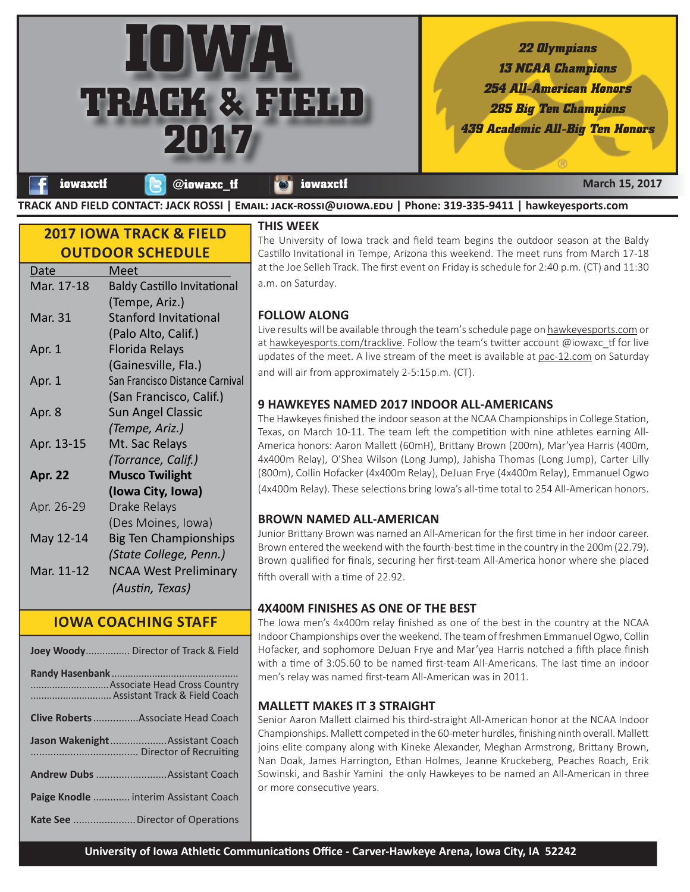# IOWA TRACK & FIELD 2017

*22 Olympians*
*13 NCAA Champions*
*254 All-American Honors*
*285 Big Ten Champions*
*439 Academic All-Big Ten Honors*

iowaxctf | @iowaxc_tf | iowaxctf

March 15, 2017

**TRACK AND FIELD CONTACT: JACK ROSSI | EMAIL: JACK-ROSSI@UIOWA.EDU | Phone: 319-335-9411 | hawkeyesports.com**

## 2017 IOWA TRACK & FIELD OUTDOOR SCHEDULE

| Date | Meet |
|---|---|
| Mar. 17-18 | Baldy Castillo Invitational (Tempe, Ariz.) |
| Mar. 31 | Stanford Invitational (Palo Alto, Calif.) |
| Apr. 1 | Florida Relays (Gainesville, Fla.) |
| Apr. 1 | San Francisco Distance Carnival (San Francisco, Calif.) |
| Apr. 8 | Sun Angel Classic *(Tempe, Ariz.)* |
| Apr. 13-15 | Mt. Sac Relays *(Torrance, Calif.)* |
| **Apr. 22** | **Musco Twilight (Iowa City, Iowa)** |
| Apr. 26-29 | Drake Relays (Des Moines, Iowa) |
| May 12-14 | Big Ten Championships *(State College, Penn.)* |
| Mar. 11-12 | NCAA West Preliminary *(Austin, Texas)* |

## IOWA COACHING STAFF

**Joey Woody** ................ Director of Track & Field

**Randy Hasenbank** ............ Associate Head Cross Country ............ Assistant Track & Field Coach

**Clive Roberts** ................ Associate Head Coach

**Jason Wakenight** ................ Assistant Coach ................ Director of Recruiting

**Andrew Dubs** ................ Assistant Coach

**Paige Knodle** ................ interim Assistant Coach

**Kate See** ................ Director of Operations

## THIS WEEK

The University of Iowa track and field team begins the outdoor season at the Baldy Castillo Invitational in Tempe, Arizona this weekend. The meet runs from March 17-18 at the Joe Selleh Track. The first event on Friday is schedule for 2:40 p.m. (CT) and 11:30 a.m. on Saturday.

## FOLLOW ALONG

Live results will be available through the team's schedule page on hawkeyesports.com or at hawkeyesports.com/tracklive. Follow the team's twitter account @iowaxc_tf for live updates of the meet. A live stream of the meet is available at pac-12.com on Saturday and will air from approximately 2-5:15p.m. (CT).

## 9 HAWKEYES NAMED 2017 INDOOR ALL-AMERICANS

The Hawkeyes finished the indoor season at the NCAA Championships in College Station, Texas, on March 10-11. The team left the competition with nine athletes earning All-America honors: Aaron Mallett (60mH), Brittany Brown (200m), Mar'yea Harris (400m, 4x400m Relay), O'Shea Wilson (Long Jump), Jahisha Thomas (Long Jump), Carter Lilly (800m), Collin Hofacker (4x400m Relay), DeJuan Frye (4x400m Relay), Emmanuel Ogwo (4x400m Relay). These selections bring Iowa's all-time total to 254 All-American honors.

## BROWN NAMED ALL-AMERICAN

Junior Brittany Brown was named an All-American for the first time in her indoor career. Brown entered the weekend with the fourth-best time in the country in the 200m (22.79). Brown qualified for finals, securing her first-team All-America honor where she placed fifth overall with a time of 22.92.

## 4X400M FINISHES AS ONE OF THE BEST

The Iowa men's 4x400m relay finished as one of the best in the country at the NCAA Indoor Championships over the weekend. The team of freshmen Emmanuel Ogwo, Collin Hofacker, and sophomore DeJuan Frye and Mar'yea Harris notched a fifth place finish with a time of 3:05.60 to be named first-team All-Americans. The last time an indoor men's relay was named first-team All-American was in 2011.

## MALLETT MAKES IT 3 STRAIGHT

Senior Aaron Mallett claimed his third-straight All-American honor at the NCAA Indoor Championships. Mallett competed in the 60-meter hurdles, finishing ninth overall. Mallett joins elite company along with Kineke Alexander, Meghan Armstrong, Brittany Brown, Nan Doak, James Harrington, Ethan Holmes, Jeanne Kruckeberg, Peaches Roach, Erik Sowinski, and Bashir Yamini the only Hawkeyes to be named an All-American in three or more consecutive years.

**University of Iowa Athletic Communications Office - Carver-Hawkeye Arena, Iowa City, IA 52242**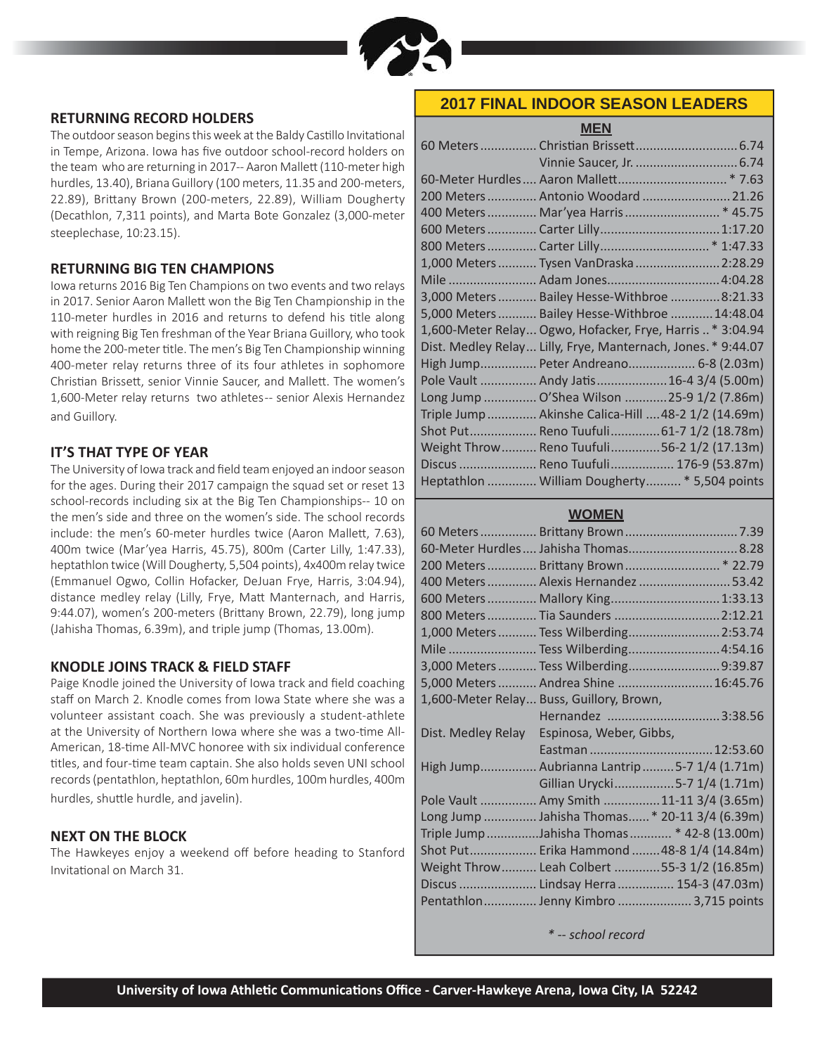## RETURNING RECORD HOLDERS

The outdoor season begins this week at the Baldy Castillo Invitational in Tempe, Arizona. Iowa has five outdoor school-record holders on the team who are returning in 2017-- Aaron Mallett (110-meter high hurdles, 13.40), Briana Guillory (100 meters, 11.35 and 200-meters, 22.89), Brittany Brown (200-meters, 22.89), William Dougherty (Decathlon, 7,311 points), and Marta Bote Gonzalez (3,000-meter steeplechase, 10:23.15).

## RETURNING BIG TEN CHAMPIONS

Iowa returns 2016 Big Ten Champions on two events and two relays in 2017. Senior Aaron Mallett won the Big Ten Championship in the 110-meter hurdles in 2016 and returns to defend his title along with reigning Big Ten freshman of the Year Briana Guillory, who took home the 200-meter title. The men's Big Ten Championship winning 400-meter relay returns three of its four athletes in sophomore Christian Brissett, senior Vinnie Saucer, and Mallett. The women's 1,600-Meter relay returns two athletes-- senior Alexis Hernandez and Guillory.

## IT'S THAT TYPE OF YEAR

The University of Iowa track and field team enjoyed an indoor season for the ages. During their 2017 campaign the squad set or reset 13 school-records including six at the Big Ten Championships-- 10 on the men's side and three on the women's side. The school records include: the men's 60-meter hurdles twice (Aaron Mallett, 7.63), 400m twice (Mar'yea Harris, 45.75), 800m (Carter Lilly, 1:47.33), heptathlon twice (Will Dougherty, 5,504 points), 4x400m relay twice (Emmanuel Ogwo, Collin Hofacker, DeJuan Frye, Harris, 3:04.94), distance medley relay (Lilly, Frye, Matt Manternach, and Harris, 9:44.07), women's 200-meters (Brittany Brown, 22.79), long jump (Jahisha Thomas, 6.39m), and triple jump (Thomas, 13.00m).

## KNODLE JOINS TRACK & FIELD STAFF

Paige Knodle joined the University of Iowa track and field coaching staff on March 2. Knodle comes from Iowa State where she was a volunteer assistant coach. She was previously a student-athlete at the University of Northern Iowa where she was a two-time All-American, 18-time All-MVC honoree with six individual conference titles, and four-time team captain. She also holds seven UNI school records (pentathlon, heptathlon, 60m hurdles, 100m hurdles, 400m hurdles, shuttle hurdle, and javelin).

## NEXT ON THE BLOCK

The Hawkeyes enjoy a weekend off before heading to Stanford Invitational on March 31.

## 2017 FINAL INDOOR SEASON LEADERS

### MEN

| Event | Athlete | Mark |
|---|---|---|
| 60 Meters | Christian Brissett | 6.74 |
| | Vinnie Saucer, Jr. | 6.74 |
| 60-Meter Hurdles | Aaron Mallett | * 7.63 |
| 200 Meters | Antonio Woodard | 21.26 |
| 400 Meters | Mar'yea Harris | * 45.75 |
| 600 Meters | Carter Lilly | 1:17.20 |
| 800 Meters | Carter Lilly | * 1:47.33 |
| 1,000 Meters | Tysen VanDraska | 2:28.29 |
| Mile | Adam Jones | 4:04.28 |
| 3,000 Meters | Bailey Hesse-Withbroe | 8:21.33 |
| 5,000 Meters | Bailey Hesse-Withbroe | 14:48.04 |
| 1,600-Meter Relay | Ogwo, Hofacker, Frye, Harris | * 3:04.94 |
| Dist. Medley Relay | Lilly, Frye, Manternach, Jones | * 9:44.07 |
| High Jump | Peter Andreano | 6-8 (2.03m) |
| Pole Vault | Andy Jatis | 16-4 3/4 (5.00m) |
| Long Jump | O'Shea Wilson | 25-9 1/2 (7.86m) |
| Triple Jump | Akinshe Calica-Hill | 48-2 1/2 (14.69m) |
| Shot Put | Reno Tuufuli | 61-7 1/2 (18.78m) |
| Weight Throw | Reno Tuufuli | 56-2 1/2 (17.13m) |
| Discus | Reno Tuufuli | 176-9 (53.87m) |
| Heptathlon | William Dougherty | * 5,504 points |

### WOMEN

| Event | Athlete | Mark |
|---|---|---|
| 60 Meters | Brittany Brown | 7.39 |
| 60-Meter Hurdles | Jahisha Thomas | 8.28 |
| 200 Meters | Brittany Brown | * 22.79 |
| 400 Meters | Alexis Hernandez | 53.42 |
| 600 Meters | Mallory King | 1:33.13 |
| 800 Meters | Tia Saunders | 2:12.21 |
| 1,000 Meters | Tess Wilberding | 2:53.74 |
| Mile | Tess Wilberding | 4:54.16 |
| 3,000 Meters | Tess Wilberding | 9:39.87 |
| 5,000 Meters | Andrea Shine | 16:45.76 |
| 1,600-Meter Relay | Buss, Guillory, Brown, Hernandez | 3:38.56 |
| Dist. Medley Relay | Espinosa, Weber, Gibbs, Eastman | 12:53.60 |
| High Jump | Aubrianna Lantrip | 5-7 1/4 (1.71m) |
| | Gillian Urycki | 5-7 1/4 (1.71m) |
| Pole Vault | Amy Smith | 11-11 3/4 (3.65m) |
| Long Jump | Jahisha Thomas | * 20-11 3/4 (6.39m) |
| Triple Jump | Jahisha Thomas | * 42-8 (13.00m) |
| Shot Put | Erika Hammond | 48-8 1/4 (14.84m) |
| Weight Throw | Leah Colbert | 55-3 1/2 (16.85m) |
| Discus | Lindsay Herra | 154-3 (47.03m) |
| Pentathlon | Jenny Kimbro | 3,715 points |

*\* -- school record*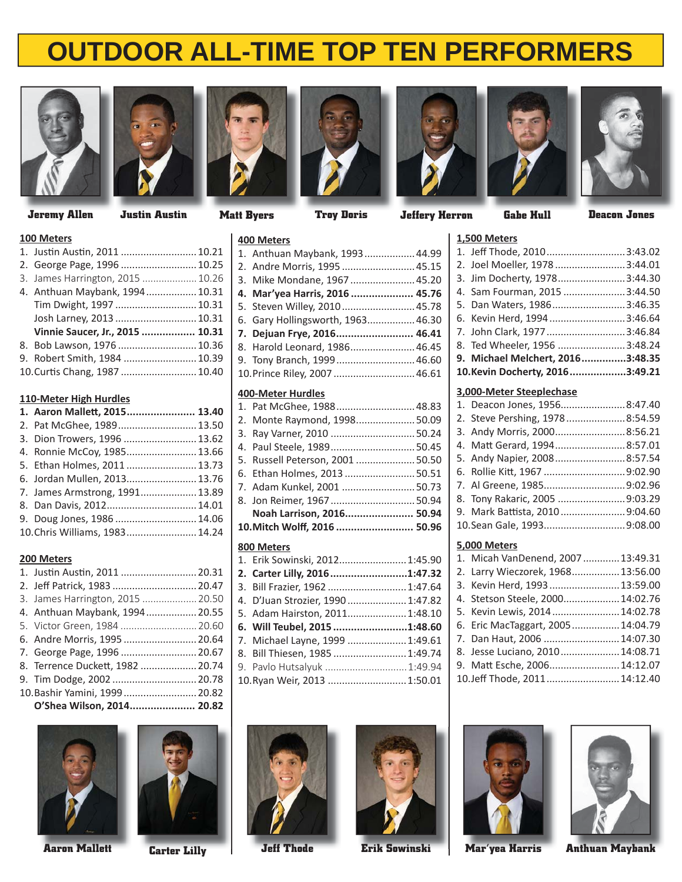# OUTDOOR ALL-TIME TOP TEN PERFORMERS

Jeremy Allen | Justin Austin | Matt Byers | Troy Doris | Jeffery Herron | Gabe Hull | Deacon Jones

## 100 Meters

1. Justin Austin, 2011 ........ 10.21
2. George Page, 1996 ........ 10.25
3. James Harrington, 2015 ........ 10.26
4. Anthuan Maybank, 1994 ........ 10.31
   Tim Dwight, 1997 ........ 10.31
   Josh Larney, 2013 ........ 10.31
   **Vinnie Saucer, Jr., 2015 ........ 10.31**
8. Bob Lawson, 1976 ........ 10.36
9. Robert Smith, 1984 ........ 10.39
10. Curtis Chang, 1987 ........ 10.40

## 110-Meter High Hurdles

1. **Aaron Mallett, 2015 ........ 13.40**
2. Pat McGhee, 1989 ........ 13.50
3. Dion Trowers, 1996 ........ 13.62
4. Ronnie McCoy, 1985 ........ 13.66
5. Ethan Holmes, 2011 ........ 13.73
6. Jordan Mullen, 2013 ........ 13.76
7. James Armstrong, 1991 ........ 13.89
8. Dan Davis, 2012 ........ 14.01
9. Doug Jones, 1986 ........ 14.06
10. Chris Williams, 1983 ........ 14.24

## 200 Meters

1. Justin Austin, 2011 ........ 20.31
2. Jeff Patrick, 1983 ........ 20.47
3. James Harrington, 2015 ........ 20.50
4. Anthuan Maybank, 1994 ........ 20.55
5. Victor Green, 1984 ........ 20.60
6. Andre Morris, 1995 ........ 20.64
7. George Page, 1996 ........ 20.67
8. Terrence Duckett, 1982 ........ 20.74
9. Tim Dodge, 2002 ........ 20.78
10. Bashir Yamini, 1999 ........ 20.82
    **O'Shea Wilson, 2014 ........ 20.82**

## 400 Meters

1. Anthuan Maybank, 1993 ........ 44.99
2. Andre Morris, 1995 ........ 45.15
3. Mike Mondane, 1967 ........ 45.20
4. **Mar'yea Harris, 2016 ........ 45.76**
5. Steven Willey, 2010 ........ 45.78
6. Gary Hollingsworth, 1963 ........ 46.30
7. **Dejuan Frye, 2016 ........ 46.41**
8. Harold Leonard, 1986 ........ 46.45
9. Tony Branch, 1999 ........ 46.60
10. Prince Riley, 2007 ........ 46.61

## 400-Meter Hurdles

1. Pat McGhee, 1988 ........ 48.83
2. Monte Raymond, 1998 ........ 50.09
3. Ray Varner, 2010 ........ 50.24
4. Paul Steele, 1989 ........ 50.45
5. Russell Peterson, 2001 ........ 50.50
6. Ethan Holmes, 2013 ........ 50.51
7. Adam Kunkel, 2001 ........ 50.73
8. Jon Reimer, 1967 ........ 50.94
   **Noah Larrison, 2016 ........ 50.94**
10. **Mitch Wolff, 2016 ........ 50.96**

## 800 Meters

1. Erik Sowinski, 2012 ........ 1:45.90
2. **Carter Lilly, 2016 ........ 1:47.32**
3. Bill Frazier, 1962 ........ 1:47.64
4. D'Juan Strozier, 1990 ........ 1:47.82
5. Adam Hairston, 2011 ........ 1:48.10
6. **Will Teubel, 2015 ........ 1:48.60**
7. Michael Layne, 1999 ........ 1:49.61
8. Bill Thiesen, 1985 ........ 1:49.74
9. Pavlo Hutsalyuk ........ 1:49.94
10. Ryan Weir, 2013 ........ 1:50.01

## 1,500 Meters

1. Jeff Thode, 2010 ........ 3:43.02
2. Joel Moeller, 1978 ........ 3:44.01
3. Jim Docherty, 1978 ........ 3:44.30
4. Sam Fourman, 2015 ........ 3:44.50
5. Dan Waters, 1986 ........ 3:46.35
6. Kevin Herd, 1994 ........ 3:46.64
7. John Clark, 1977 ........ 3:46.84
8. Ted Wheeler, 1956 ........ 3:48.24
9. **Michael Melchert, 2016 ........ 3:48.35**
10. **Kevin Docherty, 2016 ........ 3:49.21**

## 3,000-Meter Steeplechase

1. Deacon Jones, 1956 ........ 8:47.40
2. Steve Pershing, 1978 ........ 8:54.59
3. Andy Morris, 2000 ........ 8:56.21
4. Matt Gerard, 1994 ........ 8:57.01
5. Andy Napier, 2008 ........ 8:57.54
6. Rollie Kitt, 1967 ........ 9:02.90
7. Al Greene, 1985 ........ 9:02.96
8. Tony Rakaric, 2005 ........ 9:03.29
9. Mark Battista, 2010 ........ 9:04.60
10. Sean Gale, 1993 ........ 9:08.00

## 5,000 Meters

1. Micah VanDenend, 2007 ........ 13:49.31
2. Larry Wieczorek, 1968 ........ 13:56.00
3. Kevin Herd, 1993 ........ 13:59.00
4. Stetson Steele, 2000 ........ 14:02.76
5. Kevin Lewis, 2014 ........ 14:02.78
6. Eric MacTaggart, 2005 ........ 14:04.79
7. Dan Haut, 2006 ........ 14:07.30
8. Jesse Luciano, 2010 ........ 14:08.71
9. Matt Esche, 2006 ........ 14:12.07
10. Jeff Thode, 2011 ........ 14:12.40

Aaron Mallett | Carter Lilly | Jeff Thode | Erik Sowinski | Mar'yea Harris | Anthuan Maybank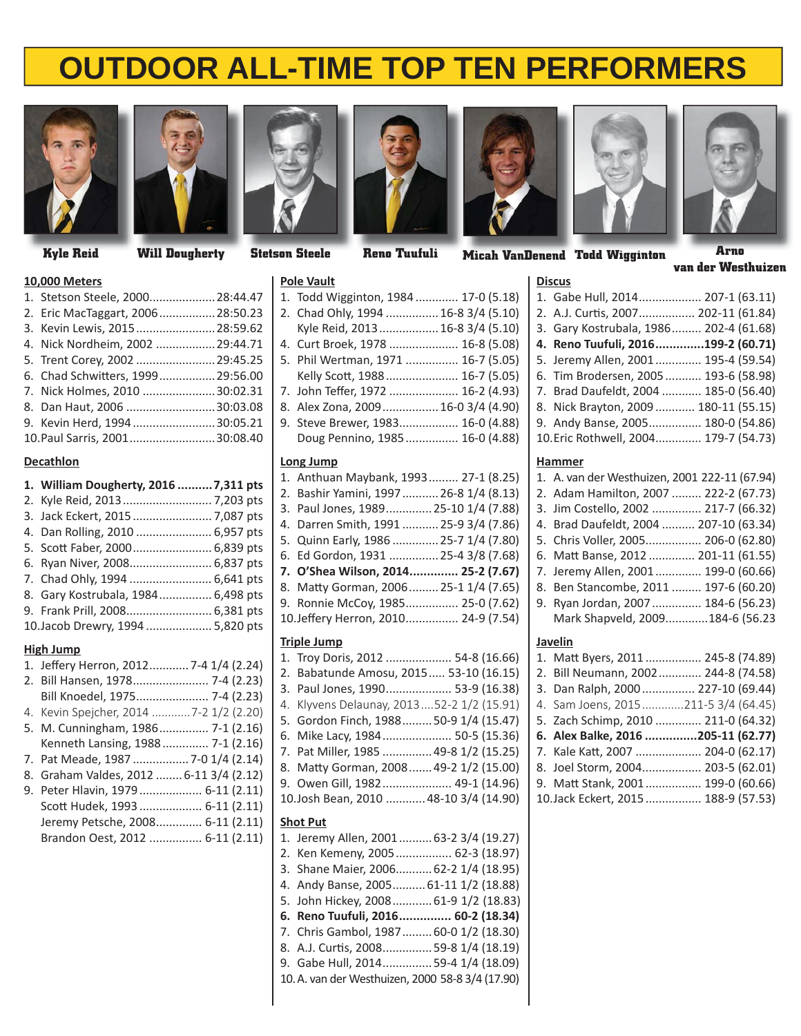# OUTDOOR ALL-TIME TOP TEN PERFORMERS

Kyle Reid | Will Dougherty | Stetson Steele | Reno Tuufuli | Micah VanDenend | Todd Wigginton | Arno van der Westhuizen

## 10,000 Meters

1. Stetson Steele, 2000 ........ 28:44.47
2. Eric MacTaggart, 2006 ........ 28:50.23
3. Kevin Lewis, 2015 ........ 28:59.62
4. Nick Nordheim, 2002 ........ 29:44.71
5. Trent Corey, 2002 ........ 29:45.25
6. Chad Schwitters, 1999 ........ 29:56.00
7. Nick Holmes, 2010 ........ 30:02.31
8. Dan Haut, 2006 ........ 30:03.08
9. Kevin Herd, 1994 ........ 30:05.21
10. Paul Sarris, 2001 ........ 30:08.40

## Decathlon

1. **William Dougherty, 2016 ........ 7,311 pts**
2. Kyle Reid, 2013 ........ 7,203 pts
3. Jack Eckert, 2015 ........ 7,087 pts
4. Dan Rolling, 2010 ........ 6,957 pts
5. Scott Faber, 2000 ........ 6,839 pts
6. Ryan Niver, 2008 ........ 6,837 pts
7. Chad Ohly, 1994 ........ 6,641 pts
8. Gary Kostrubala, 1984 ........ 6,498 pts
9. Frank Prill, 2008 ........ 6,381 pts
10. Jacob Drewry, 1994 ........ 5,820 pts

## High Jump

1. Jeffery Herron, 2012 ........ 7-4 1/4 (2.24)
2. Bill Hansen, 1978 ........ 7-4 (2.23)
   Bill Knoedel, 1975 ........ 7-4 (2.23)
4. Kevin Spejcher, 2014 ........ 7-2 1/2 (2.20)
5. M. Cunningham, 1986 ........ 7-1 (2.16)
   Kenneth Lansing, 1988 ........ 7-1 (2.16)
7. Pat Meade, 1987 ........ 7-0 1/4 (2.14)
8. Graham Valdes, 2012 ........ 6-11 3/4 (2.12)
9. Peter Hlavin, 1979 ........ 6-11 (2.11)
   Scott Hudek, 1993 ........ 6-11 (2.11)
   Jeremy Petsche, 2008 ........ 6-11 (2.11)
   Brandon Oest, 2012 ........ 6-11 (2.11)

## Pole Vault

1. Todd Wigginton, 1984 ........ 17-0 (5.18)
2. Chad Ohly, 1994 ........ 16-8 3/4 (5.10)
   Kyle Reid, 2013 ........ 16-8 3/4 (5.10)
4. Curt Broek, 1978 ........ 16-8 (5.08)
5. Phil Wertman, 1971 ........ 16-7 (5.05)
   Kelly Scott, 1988 ........ 16-7 (5.05)
7. John Teffer, 1972 ........ 16-2 (4.93)
8. Alex Zona, 2009 ........ 16-0 3/4 (4.90)
9. Steve Brewer, 1983 ........ 16-0 (4.88)
   Doug Pennino, 1985 ........ 16-0 (4.88)

## Long Jump

1. Anthuan Maybank, 1993 ........ 27-1 (8.25)
2. Bashir Yamini, 1997 ........ 26-8 1/4 (8.13)
3. Paul Jones, 1989 ........ 25-10 1/4 (7.88)
4. Darren Smith, 1991 ........ 25-9 3/4 (7.86)
5. Quinn Early, 1986 ........ 25-7 1/4 (7.80)
6. Ed Gordon, 1931 ........ 25-4 3/8 (7.68)
7. **O'Shea Wilson, 2014 ........ 25-2 (7.67)**
8. Matty Gorman, 2006 ........ 25-1 1/4 (7.65)
9. Ronnie McCoy, 1985 ........ 25-0 (7.62)
10. Jeffery Herron, 2010 ........ 24-9 (7.54)

## Triple Jump

1. Troy Doris, 2012 ........ 54-8 (16.66)
2. Babatunde Amosu, 2015 ........ 53-10 (16.15)
3. Paul Jones, 1990 ........ 53-9 (16.38)
4. Klyvens Delaunay, 2013 ........ 52-2 1/2 (15.91)
5. Gordon Finch, 1988 ........ 50-9 1/4 (15.47)
6. Mike Lacy, 1984 ........ 50-5 (15.36)
7. Pat Miller, 1985 ........ 49-8 1/2 (15.25)
8. Matty Gorman, 2008 ........ 49-2 1/2 (15.00)
9. Owen Gill, 1982 ........ 49-1 (14.96)
10. Josh Bean, 2010 ........ 48-10 3/4 (14.90)

## Shot Put

1. Jeremy Allen, 2001 ........ 63-2 3/4 (19.27)
2. Ken Kemeny, 2005 ........ 62-3 (18.97)
3. Shane Maier, 2006 ........ 62-2 1/4 (18.95)
4. Andy Banse, 2005 ........ 61-11 1/2 (18.88)
5. John Hickey, 2008 ........ 61-9 1/2 (18.83)
6. **Reno Tuufuli, 2016 ........ 60-2 (18.34)**
7. Chris Gambol, 1987 ........ 60-0 1/2 (18.30)
8. A.J. Curtis, 2008 ........ 59-8 1/4 (18.19)
9. Gabe Hull, 2014 ........ 59-4 1/4 (18.09)
10. A. van der Westhuizen, 2000 58-8 3/4 (17.90)

## Discus

1. Gabe Hull, 2014 ........ 207-1 (63.11)
2. A.J. Curtis, 2007 ........ 202-11 (61.84)
3. Gary Kostrubala, 1986 ........ 202-4 (61.68)
4. **Reno Tuufuli, 2016 ........ 199-2 (60.71)**
5. Jeremy Allen, 2001 ........ 195-4 (59.54)
6. Tim Brodersen, 2005 ........ 193-6 (58.98)
7. Brad Daufeldt, 2004 ........ 185-0 (56.40)
8. Nick Brayton, 2009 ........ 180-11 (55.15)
9. Andy Banse, 2005 ........ 180-0 (54.86)
10. Eric Rothwell, 2004 ........ 179-7 (54.73)

## Hammer

1. A. van der Westhuizen, 2001 222-11 (67.94)
2. Adam Hamilton, 2007 ........ 222-2 (67.73)
3. Jim Costello, 2002 ........ 217-7 (66.32)
4. Brad Daufeldt, 2004 ........ 207-10 (63.34)
5. Chris Voller, 2005 ........ 206-0 (62.80)
6. Matt Banse, 2012 ........ 201-11 (61.55)
7. Jeremy Allen, 2001 ........ 199-0 (60.66)
8. Ben Stancombe, 2011 ........ 197-6 (60.20)
9. Ryan Jordan, 2007 ........ 184-6 (56.23)
   Mark Shapveld, 2009 ........ 184-6 (56.23

## Javelin

1. Matt Byers, 2011 ........ 245-8 (74.89)
2. Bill Neumann, 2002 ........ 244-8 (74.58)
3. Dan Ralph, 2000 ........ 227-10 (69.44)
4. Sam Joens, 2015 ........ 211-5 3/4 (64.45)
5. Zach Schimp, 2010 ........ 211-0 (64.32)
6. **Alex Balke, 2016 ........ 205-11 (62.77)**
7. Kale Katt, 2007 ........ 204-0 (62.17)
8. Joel Storm, 2004 ........ 203-5 (62.01)
9. Matt Stank, 2001 ........ 199-0 (60.66)
10. Jack Eckert, 2015 ........ 188-9 (57.53)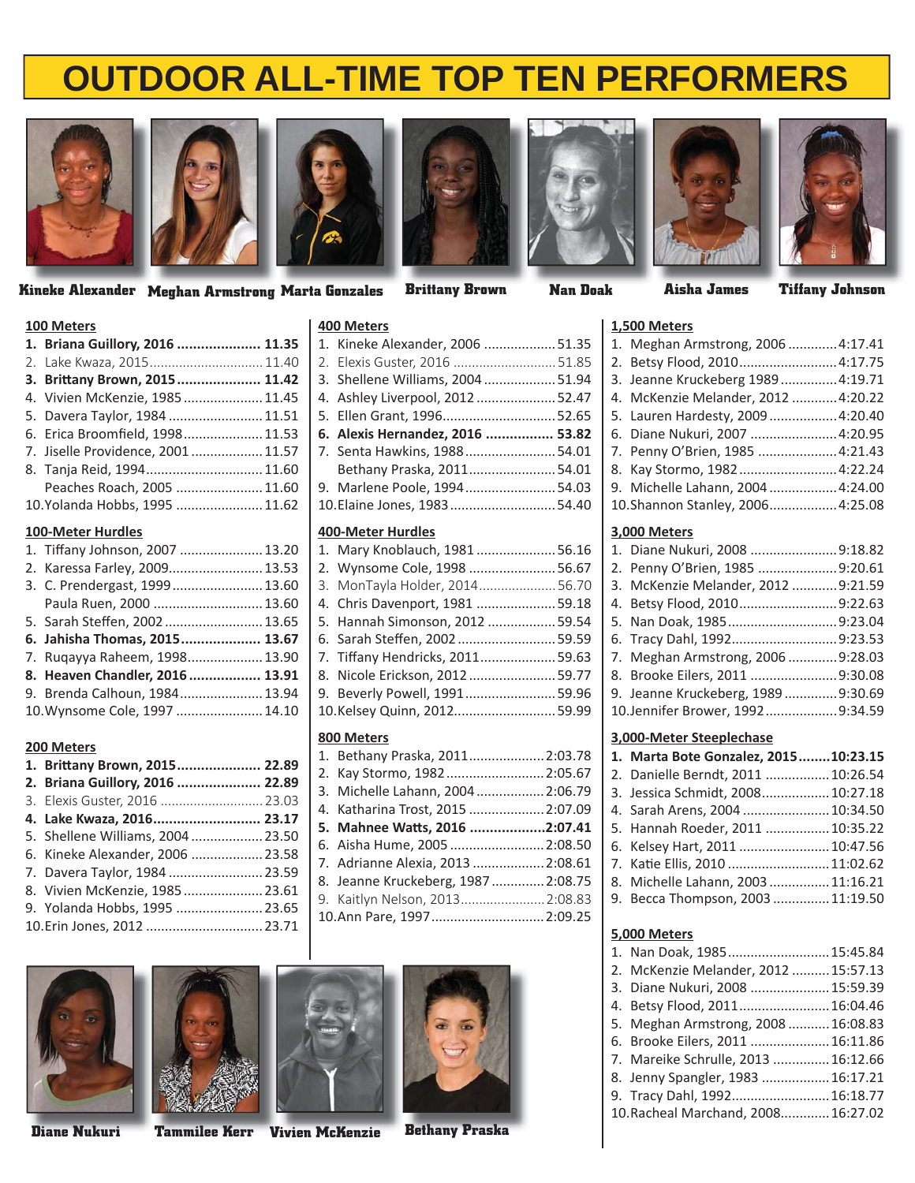# OUTDOOR ALL-TIME TOP TEN PERFORMERS

Kineke Alexander Meghan Armstrong Marta Gonzales Brittany Brown Nan Doak Aisha James Tiffany Johnson

## 100 Meters

1. **Briana Guillory, 2016 .................... 11.35**
2. Lake Kwaza, 2015 .............................. 11.40
3. **Brittany Brown, 2015 .................... 11.42**
4. Vivien McKenzie, 1985 .................... 11.45
5. Davera Taylor, 1984 ......................... 11.51
6. Erica Broomfield, 1998 ..................... 11.53
7. Jiselle Providence, 2001 .................. 11.57
8. Tanja Reid, 1994 ............................... 11.60
   Peaches Roach, 2005 ....................... 11.60
10. Yolanda Hobbs, 1995 ....................... 11.62

## 100-Meter Hurdles

1. Tiffany Johnson, 2007 ...................... 13.20
2. Karessa Farley, 2009......................... 13.53
3. C. Prendergast, 1999 ........................ 13.60
   Paula Ruen, 2000 ............................. 13.60
5. Sarah Steffen, 2002 .......................... 13.65
6. **Jahisha Thomas, 2015.................... 13.67**
7. Ruqayya Raheem, 1998.................... 13.90
8. **Heaven Chandler, 2016 ................. 13.91**
9. Brenda Calhoun, 1984 ...................... 13.94
10. Wynsome Cole, 1997 ....................... 14.10

## 200 Meters

1. **Brittany Brown, 2015..................... 22.89**
2. **Briana Guillory, 2016 ..................... 22.89**
3. Elexis Guster, 2016 ........................... 23.03
4. **Lake Kwaza, 2016........................... 23.17**
5. Shellene Williams, 2004 ................... 23.50
6. Kineke Alexander, 2006 ................... 23.58
7. Davera Taylor, 1984 ......................... 23.59
8. Vivien McKenzie, 1985 ..................... 23.61
9. Yolanda Hobbs, 1995 ....................... 23.65
10. Erin Jones, 2012 ............................... 23.71

## 400 Meters

1. Kineke Alexander, 2006 ................... 51.35
2. Elexis Guster, 2016 ........................... 51.85
3. Shellene Williams, 2004 ................... 51.94
4. Ashley Liverpool, 2012 ..................... 52.47
5. Ellen Grant, 1996.............................. 52.65
6. **Alexis Hernandez, 2016 ................. 53.82**
7. Senta Hawkins, 1988 ........................ 54.01
   Bethany Praska, 2011 ....................... 54.01
9. Marlene Poole, 1994 ........................ 54.03
10. Elaine Jones, 1983 ............................ 54.40

## 400-Meter Hurdles

1. Mary Knoblauch, 1981 ..................... 56.16
2. Wynsome Cole, 1998 ....................... 56.67
3. MonTayla Holder, 2014..................... 56.70
4. Chris Davenport, 1981 ..................... 59.18
5. Hannah Simonson, 2012 .................. 59.54
6. Sarah Steffen, 2002 .......................... 59.59
7. Tiffany Hendricks, 2011.................... 59.63
8. Nicole Erickson, 2012 ....................... 59.77
9. Beverly Powell, 1991 ........................ 59.96
10. Kelsey Quinn, 2012........................... 59.99

## 800 Meters

1. Bethany Praska, 2011.................... 2:03.78
2. Kay Stormo, 1982 .......................... 2:05.67
3. Michelle Lahann, 2004 .................. 2:06.79
4. Katharina Trost, 2015 .................... 2:07.09
5. **Mahnee Watts, 2016 ...................2:07.41**
6. Aisha Hume, 2005 ......................... 2:08.50
7. Adrianne Alexia, 2013 ................... 2:08.61
8. Jeanne Kruckeberg, 1987 ............. 2:08.75
9. Kaitlyn Nelson, 2013....................... 2:08.83
10. Ann Pare, 1997.............................. 2:09.25

## 1,500 Meters

1. Meghan Armstrong, 2006 .............4:17.41
2. Betsy Flood, 2010..........................4:17.75
3. Jeanne Kruckeberg 1989 ...............4:19.71
4. McKenzie Melander, 2012 ............4:20.22
5. Lauren Hardesty, 2009 ..................4:20.40
6. Diane Nukuri, 2007 .......................4:20.95
7. Penny O'Brien, 1985 .....................4:21.43
8. Kay Stormo, 1982 ..........................4:22.24
9. Michelle Lahann, 2004 ..................4:24.00
10. Shannon Stanley, 2006..................4:25.08

## 3,000 Meters

1. Diane Nukuri, 2008 .......................9:18.82
2. Penny O'Brien, 1985 .....................9:20.61
3. McKenzie Melander, 2012 ............9:21.59
4. Betsy Flood, 2010..........................9:22.63
5. Nan Doak, 1985.............................9:23.04
6. Tracy Dahl, 1992............................9:23.53
7. Meghan Armstrong, 2006 .............9:28.03
8. Brooke Eilers, 2011 .......................9:30.08
9. Jeanne Kruckeberg, 1989 ..............9:30.69
10. Jennifer Brower, 1992....................9:34.59

## 3,000-Meter Steeplechase

1. **Marta Bote Gonzalez, 2015........10:23.15**
2. Danielle Berndt, 2011 .................10:26.54
3. Jessica Schmidt, 2008..................10:27.18
4. Sarah Arens, 2004 .......................10:34.50
5. Hannah Roeder, 2011 .................10:35.22
6. Kelsey Hart, 2011 ........................10:47.56
7. Katie Ellis, 2010 ...........................11:02.62
8. Michelle Lahann, 2003 ................11:16.21
9. Becca Thompson, 2003 ...............11:19.50

## 5,000 Meters

1. Nan Doak, 1985...........................15:45.84
2. McKenzie Melander, 2012 ..........15:57.13
3. Diane Nukuri, 2008 .....................15:59.39
4. Betsy Flood, 2011........................16:04.46
5. Meghan Armstrong, 2008 ...........16:08.83
6. Brooke Eilers, 2011 .....................16:11.86
7. Mareike Schrulle, 2013 ...............16:12.66
8. Jenny Spangler, 1983 ..................16:17.21
9. Tracy Dahl, 1992..........................16:18.77
10. Racheal Marchand, 2008.............16:27.02

Diane Nukuri Tammilee Kerr Vivien McKenzie Bethany Praska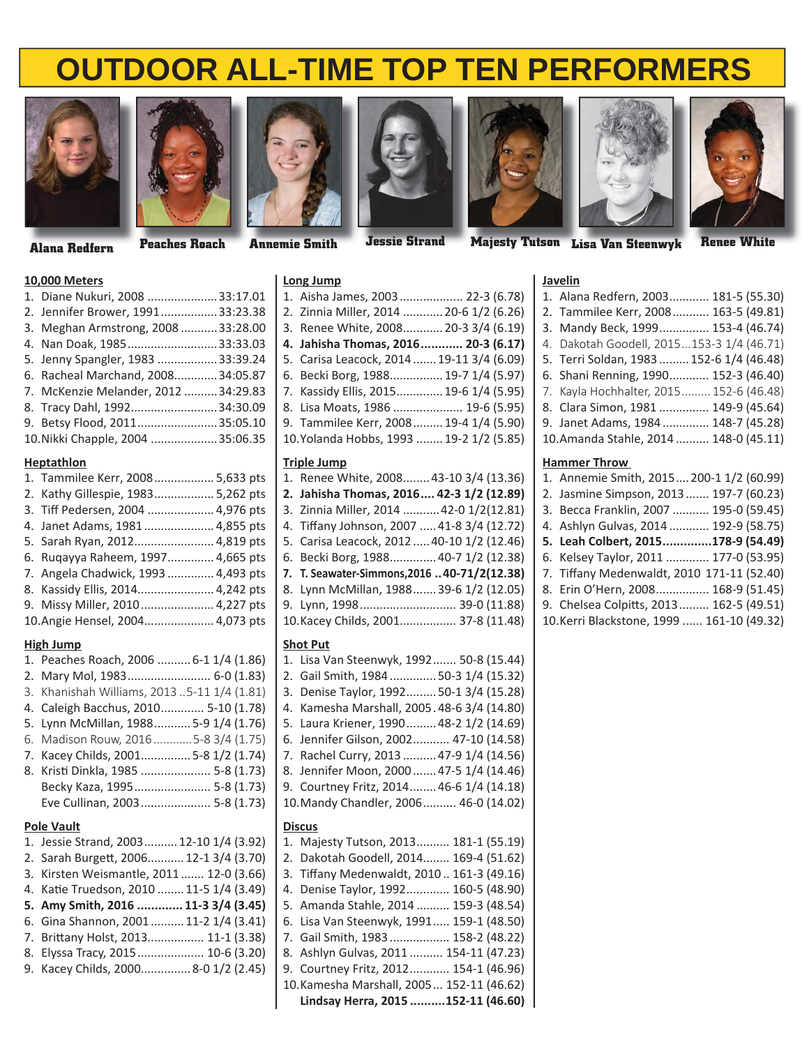# OUTDOOR ALL-TIME TOP TEN PERFORMERS

Alana Redfern | Peaches Roach | Annemie Smith | Jessie Strand | Majesty Tutson | Lisa Van Steenwyk | Renee White

## 10,000 Meters

1. Diane Nukuri, 2008 .................... 33:17.01
2. Jennifer Brower, 1991 ................ 33:23.38
3. Meghan Armstrong, 2008 ........... 33:28.00
4. Nan Doak, 1985 .......................... 33:33.03
5. Jenny Spangler, 1983 ................. 33:39.24
6. Racheal Marchand, 2008............. 34:05.87
7. McKenzie Melander, 2012 .......... 34:29.83
8. Tracy Dahl, 1992.......................... 34:30.09
9. Betsy Flood, 2011........................ 35:05.10
10. Nikki Chapple, 2004 .................... 35:06.35

## Heptathlon

1. Tammilee Kerr, 2008.................. 5,633 pts
2. Kathy Gillespie, 1983.................. 5,262 pts
3. Tiff Pedersen, 2004 .................... 4,976 pts
4. Janet Adams, 1981 ..................... 4,855 pts
5. Sarah Ryan, 2012........................ 4,819 pts
6. Ruqayya Raheem, 1997.............. 4,665 pts
7. Angela Chadwick, 1993 .............. 4,493 pts
8. Kassidy Ellis, 2014....................... 4,242 pts
9. Missy Miller, 2010....................... 4,227 pts
10. Angie Hensel, 2004..................... 4,073 pts

## High Jump

1. Peaches Roach, 2006 .......... 6-1 1/4 (1.86)
2. Mary Mol, 1983......................... 6-0 (1.83)
3. Khanishah Williams, 2013 ..5-11 1/4 (1.81)
4. Caleigh Bacchus, 2010............ 5-10 (1.78)
5. Lynn McMillan, 1988........... 5-9 1/4 (1.76)
6. Madison Rouw, 2016............ 5-8 3/4 (1.75)
7. Kacey Childs, 2001............... 5-8 1/2 (1.74)
8. Kristi Dinkla, 1985 ..................... 5-8 (1.73)
   Becky Kaza, 1995....................... 5-8 (1.73)
   Eve Cullinan, 2003..................... 5-8 (1.73)

## Pole Vault

1. Jessie Strand, 2003.......... 12-10 1/4 (3.92)
2. Sarah Burgett, 2006........... 12-1 3/4 (3.70)
3. Kirsten Weismantle, 2011 ....... 12-0 (3.66)
4. Katie Truedson, 2010 ........ 11-5 1/4 (3.49)
5. **Amy Smith, 2016 ............. 11-3 3/4 (3.45)**
6. Gina Shannon, 2001 .......... 11-2 1/4 (3.41)
7. Brittany Holst, 2013................. 11-1 (3.38)
8. Elyssa Tracy, 2015.................... 10-6 (3.20)
9. Kacey Childs, 2000.............. 8-0 1/2 (2.45)

## Long Jump

1. Aisha James, 2003 .................. 22-3 (6.78)
2. Zinnia Miller, 2014 ............ 20-6 1/2 (6.26)
3. Renee White, 2008............ 20-3 3/4 (6.19)
4. **Jahisha Thomas, 2016............ 20-3 (6.17)**
5. Carisa Leacock, 2014 ....... 19-11 3/4 (6.09)
6. Becki Borg, 1988................ 19-7 1/4 (5.97)
7. Kassidy Ellis, 2015............. 19-6 1/4 (5.95)
8. Lisa Moats, 1986 ..................... 19-6 (5.95)
9. Tammilee Kerr, 2008......... 19-4 1/4 (5.90)
10. Yolanda Hobbs, 1993 ........ 19-2 1/2 (5.85)

## Triple Jump

1. Renee White, 2008........ 43-10 3/4 (13.36)
2. **Jahisha Thomas, 2016.... 42-3 1/2 (12.89)**
3. Zinnia Miller, 2014 .............. 42-0 1/2(12.81)
4. Tiffany Johnson, 2007 ..... 41-8 3/4 (12.72)
5. Carisa Leacock, 2012 ..... 40-10 1/2 (12.46)
6. Becki Borg, 1988............. 40-7 1/2 (12.38)
7. **T. Seawater-Simmons,2016 ..40-71/2(12.38)**
8. Lynn McMillan, 1988....... 39-6 1/2 (12.05)
9. Lynn, 1998............................ 39-0 (11.88)
10. Kacey Childs, 2001................. 37-8 (11.48)

## Shot Put

1. Lisa Van Steenwyk, 1992....... 50-8 (15.44)
2. Gail Smith, 1984 ............. 50-3 1/4 (15.32)
3. Denise Taylor, 1992......... 50-1 3/4 (15.28)
4. Kamesha Marshall, 2005 . 48-6 3/4 (14.80)
5. Laura Kriener, 1990......... 48-2 1/2 (14.69)
6. Jennifer Gilson, 2002.......... 47-10 (14.58)
7. Rachel Curry, 2013 .......... 47-9 1/4 (14.56)
8. Jennifer Moon, 2000 ....... 47-5 1/4 (14.46)
9. Courtney Fritz, 2014........ 46-6 1/4 (14.18)
10. Mandy Chandler, 2006.......... 46-0 (14.02)

## Discus

1. Majesty Tutson, 2013.......... 181-1 (55.19)
2. Dakotah Goodell, 2014........ 169-4 (51.62)
3. Tiffany Medenwaldt, 2010 .. 161-3 (49.16)
4. Denise Taylor, 1992............. 160-5 (48.90)
5. Amanda Stahle, 2014 .......... 159-3 (48.54)
6. Lisa Van Steenwyk, 1991...... 159-1 (48.50)
7. Gail Smith, 1983 .................. 158-2 (48.22)
8. Ashlyn Gulvas, 2011 .......... 154-11 (47.23)
9. Courtney Fritz, 2012............ 154-1 (46.96)
10. Kamesha Marshall, 2005 ... 152-11 (46.62)
    **Lindsay Herra, 2015 ..........152-11 (46.60)**

## Javelin

1. Alana Redfern, 2003............ 181-5 (55.30)
2. Tammilee Kerr, 2008........... 163-5 (49.81)
3. Mandy Beck, 1999............... 153-4 (46.74)
4. Dakotah Goodell, 2015...153-3 1/4 (46.71)
5. Terri Soldan, 1983 ......... 152-6 1/4 (46.48)
6. Shani Renning, 1990............ 152-3 (46.40)
7. Kayla Hochhalter, 2015......... 152-6 (46.48)
8. Clara Simon, 1981 ............... 149-9 (45.64)
9. Janet Adams, 1984 .............. 148-7 (45.28)
10. Amanda Stahle, 2014 .......... 148-0 (45.11)

## Hammer Throw

1. Annemie Smith, 2015.... 200-1 1/2 (60.99)
2. Jasmine Simpson, 2013 ....... 197-7 (60.23)
3. Becca Franklin, 2007 ........... 195-0 (59.45)
4. Ashlyn Gulvas, 2014 ............ 192-9 (58.75)
5. **Leah Colbert, 2015.............178-9 (54.49)**
6. Kelsey Taylor, 2011 ............. 177-0 (53.95)
7. Tiffany Medenwaldt, 2010 171-11 (52.40)
8. Erin O'Hern, 2008................ 168-9 (51.45)
9. Chelsea Colpitts, 2013......... 162-5 (49.51)
10. Kerri Blackstone, 1999 ...... 161-10 (49.32)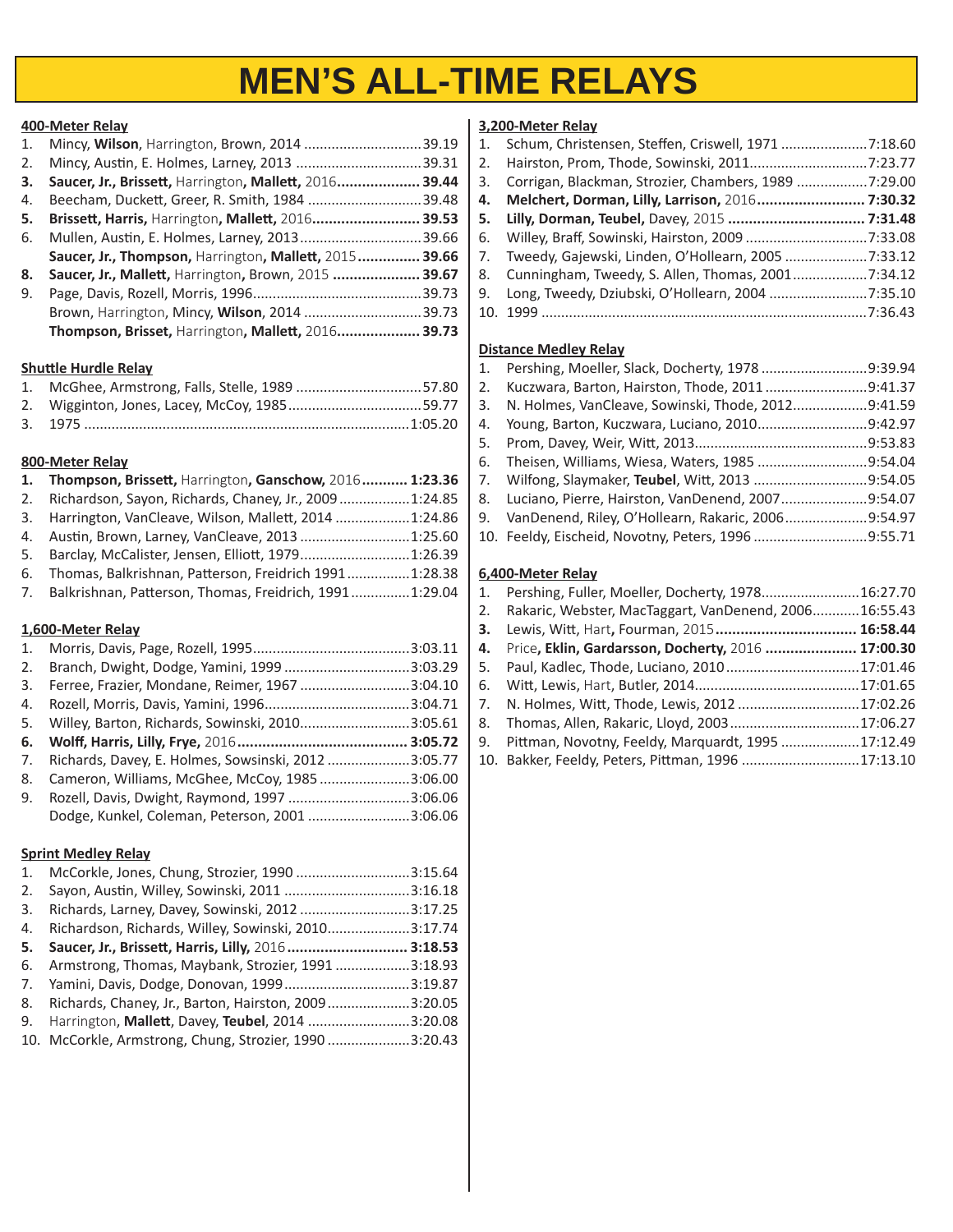# MEN'S ALL-TIME RELAYS

**400-Meter Relay**

1. Mincy, **Wilson**, Harrington, Brown, 2014 ..............................39.19
2. Mincy, Austin, E. Holmes, Larney, 2013 ................................39.31
3. **Saucer, Jr., Brissett,** Harrington**, Mallett,** 2016.................... **39.44**
4. Beecham, Duckett, Greer, R. Smith, 1984 .............................39.48
5. **Brissett, Harris,** Harrington**, Mallett,** 2016.......................... **39.53**
6. Mullen, Austin, E. Holmes, Larney, 2013...............................39.66
   **Saucer, Jr., Thompson,** Harrington**, Mallett,** 2015............... **39.66**
8. **Saucer, Jr., Mallett,** Harrington, Brown, 2015 ..................... **39.67**
9. Page, Davis, Rozell, Morris, 1996...........................................39.73
   Brown, Harrington, Mincy, **Wilson**, 2014 ..............................39.73
   **Thompson, Brisset,** Harrington**, Mallett,** 2016.................... **39.73**

**Shuttle Hurdle Relay**

1. McGhee, Armstrong, Falls, Stelle, 1989 ................................57.80
2. Wigginton, Jones, Lacey, McCoy, 1985..................................59.77
3. 1975 ..................................................................................1:05.20

**800-Meter Relay**

1. **Thompson, Brissett,** Harrington**, Ganschow,** 2016........... **1:23.36**
2. Richardson, Sayon, Richards, Chaney, Jr., 2009 ..................1:24.85
3. Harrington, VanCleave, Wilson, Mallett, 2014 ...................1:24.86
4. Austin, Brown, Larney, VanCleave, 2013 ............................1:25.60
5. Barclay, McCalister, Jensen, Elliott, 1979............................1:26.39
6. Thomas, Balkrishnan, Patterson, Freidrich 1991................1:28.38
7. Balkrishnan, Patterson, Thomas, Freidrich, 1991..............1:29.04

**1,600-Meter Relay**

1. Morris, Davis, Page, Rozell, 1995........................................3:03.11
2. Branch, Dwight, Dodge, Yamini, 1999 ................................3:03.29
3. Ferree, Frazier, Mondane, Reimer, 1967 ............................3:04.10
4. Rozell, Morris, Davis, Yamini, 1996.....................................3:04.71
5. Willey, Barton, Richards, Sowinski, 2010............................3:05.61
6. **Wolff, Harris, Lilly, Frye,** 2016......................................... **3:05.72**
7. Richards, Davey, E. Holmes, Sowsinski, 2012 ....................3:05.77
8. Cameron, Williams, McGhee, McCoy, 1985 .......................3:06.00
9. Rozell, Davis, Dwight, Raymond, 1997 ...............................3:06.06
   Dodge, Kunkel, Coleman, Peterson, 2001 ..........................3:06.06

**Sprint Medley Relay**

1. McCorkle, Jones, Chung, Strozier, 1990 .............................3:15.64
2. Sayon, Austin, Willey, Sowinski, 2011 ................................3:16.18
3. Richards, Larney, Davey, Sowinski, 2012 ............................3:17.25
4. Richardson, Richards, Willey, Sowinski, 2010.....................3:17.74
5. **Saucer, Jr., Brissett, Harris, Lilly,** 2016............................. **3:18.53**
6. Armstrong, Thomas, Maybank, Strozier, 1991 ...................3:18.93
7. Yamini, Davis, Dodge, Donovan, 1999................................3:19.87
8. Richards, Chaney, Jr., Barton, Hairston, 2009.....................3:20.05
9. Harrington, **Mallett**, Davey, **Teubel**, 2014 ..........................3:20.08
10. McCorkle, Armstrong, Chung, Strozier, 1990 .....................3:20.43

**3,200-Meter Relay**

1. Schum, Christensen, Steffen, Criswell, 1971 ......................7:18.60
2. Hairston, Prom, Thode, Sowinski, 2011..............................7:23.77
3. Corrigan, Blackman, Strozier, Chambers, 1989 ..................7:29.00
4. **Melchert, Dorman, Lilly, Larrison,** 2016.......................... **7:30.32**
5. **Lilly, Dorman, Teubel,** Davey, 2015 ................................ **7:31.48**
6. Willey, Braff, Sowinski, Hairston, 2009 ...............................7:33.08
7. Tweedy, Gajewski, Linden, O'Hollearn, 2005 .....................7:33.12
8. Cunningham, Tweedy, S. Allen, Thomas, 2001...................7:34.12
9. Long, Tweedy, Dziubski, O'Hollearn, 2004 ..........................7:35.10
10. 1999 ..................................................................................7:36.43

**Distance Medley Relay**

1. Pershing, Moeller, Slack, Docherty, 1978 ...........................9:39.94
2. Kuczwara, Barton, Hairston, Thode, 2011 ..........................9:41.37
3. N. Holmes, VanCleave, Sowinski, Thode, 2012...................9:41.59
4. Young, Barton, Kuczwara, Luciano, 2010............................9:42.97
5. Prom, Davey, Weir, Witt, 2013............................................9:53.83
6. Theisen, Williams, Wiesa, Waters, 1985 ............................9:54.04
7. Wilfong, Slaymaker, **Teubel**, Witt, 2013 .............................9:54.05
8. Luciano, Pierre, Hairston, VanDenend, 2007......................9:54.07
9. VanDenend, Riley, O'Hollearn, Rakaric, 2006.....................9:54.97
10. Feeldy, Eischeid, Novotny, Peters, 1996 .............................9:55.71

**6,400-Meter Relay**

1. Pershing, Fuller, Moeller, Docherty, 1978.........................16:27.70
2. Rakaric, Webster, MacTaggart, VanDenend, 2006............16:55.43
3. **Lewis, Witt,** Hart**, Fourman,** 2015.................................. **16:58.44**
4. Price**, Eklin, Gardarsson, Docherty,** 2016 ...................... **17:00.30**
5. Paul, Kadlec, Thode, Luciano, 2010 ..................................17:01.46
6. Witt, Lewis, Hart, Butler, 2014..........................................17:01.65
7. N. Holmes, Witt, Thode, Lewis, 2012 ...............................17:02.26
8. Thomas, Allen, Rakaric, Lloyd, 2003.................................17:06.27
9. Pittman, Novotny, Feeldy, Marquardt, 1995 ....................17:12.49
10. Bakker, Feeldy, Peters, Pittman, 1996 .............................17:13.10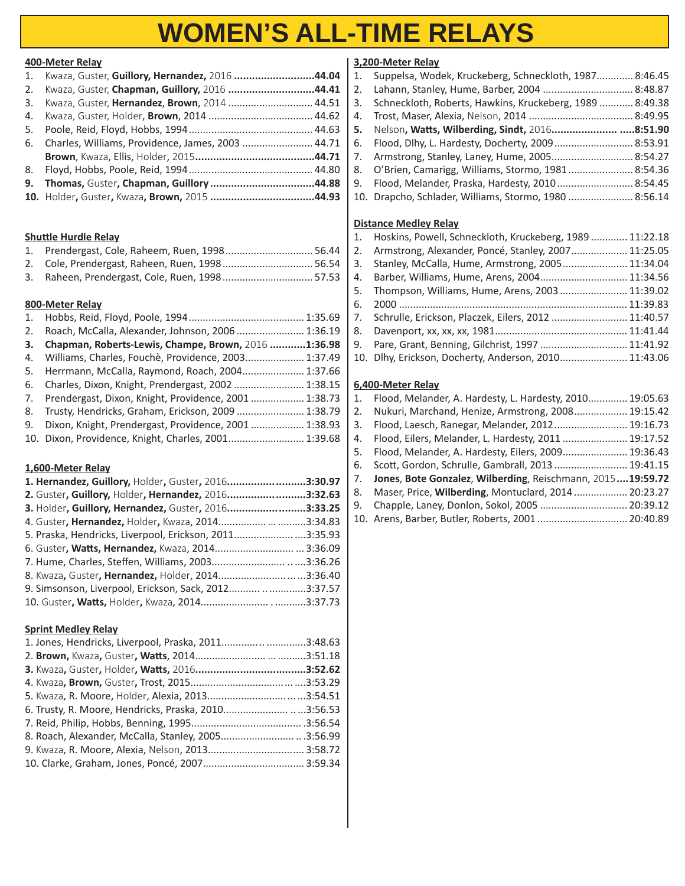# WOMEN'S ALL-TIME RELAYS

**400-Meter Relay**

1. Kwaza, Guster, **Guillory, Hernandez,** 2016 **...........................44.04**
2. Kwaza, Guster, **Chapman, Guillory,** 2016 **............................44.41**
3. Kwaza, Guster, **Hernandez**, **Brown**, 2014 .............................. 44.51
4. Kwaza, Guster, Holder, **Brown**, 2014 .................................... 44.62
5. Poole, Reid, Floyd, Hobbs, 1994 ........................................... 44.63
6. Charles, Williams, Providence, James, 2003 ......................... 44.71
   **Brown**, Kwaza, Ellis, Holder, 2015 **.......................................44.71**
8. Floyd, Hobbs, Poole, Reid, 1994 ........................................... 44.80
9. **Thomas,** Guster, **Chapman, Guillory ..................................44.88**
10. Holder**,** Guster**,** Kwaza**, Brown,** 2015 **..................................44.93**

**Shuttle Hurdle Relay**

1. Prendergast, Cole, Raheem, Ruen, 1998 ............................... 56.44
2. Cole, Prendergast, Raheen, Ruen, 1998 ................................ 56.54
3. Raheen, Prendergast, Cole, Ruen, 1998 ................................ 57.53

**800-Meter Relay**

1. Hobbs, Reid, Floyd, Poole, 1994 ......................................... 1:35.69
2. Roach, McCalla, Alexander, Johnson, 2006 ........................ 1:36.19
3. **Chapman, Roberts-Lewis, Champe, Brown,** 2016 **............1:36.98**
4. Williams, Charles, Fouchè, Providence, 2003..................... 1:37.49
5. Herrmann, McCalla, Raymond, Roach, 2004...................... 1:37.66
6. Charles, Dixon, Knight, Prendergast, 2002 ......................... 1:38.15
7. Prendergast, Dixon, Knight, Providence, 2001 ................... 1:38.73
8. Trusty, Hendricks, Graham, Erickson, 2009 ........................ 1:38.79
9. Dixon, Knight, Prendergast, Providence, 2001 ................... 1:38.93
10. Dixon, Providence, Knight, Charles, 2001........................... 1:39.68

**1,600-Meter Relay**

1. **Hernandez, Guillory,** Holder**,** Guster**,** 2016**..............  .........3:30.97**
2. Guster**, Guillory,** Holder**, Hernandez,** 2016**......................... ..3:32.63**
3. Holder**, Guillory, Hernandez,** Guster**,** 2016**.......................... .3:33.25**
4. Guster**, Hernandez,** Holder**,** Kwaza**,** 2014.................. ... ..........3:34.83
5. Praska, Hendricks, Liverpool, Erickson, 2011..................... ....3:35.93
6. Guster**, Watts, Hernandez,** Kwaza**,** 2014............................ ... 3:36.09
7. Hume, Charles, Steffen, Williams, 2003.......................... .. ....3:36.26
8. Kwaza**,** Guster**, Hernandez,** Holder**,** 2014........................ ... ...3:36.40
9. Simsonson, Liverpool, Erickson, Sack, 2012........... .. .............3:37.57
10. Guster**, Watts,** Holder**,** Kwaza**,** 2014........................ . ...........3:37.73

**Sprint Medley Relay**

1. Jones, Hendricks, Liverpool, Praska, 2011............. .. ..............3:48.63
2. **Brown,** Kwaza**,** Guster**, Watts,** 2014......................... ... ..........3:51.18
3. Kwaza**,** Guster**,** Holder**, Watts,** 2016**.....................................3:52.62**
4. Kwaza**, Brown,** Guster**,** Trost, 2015.................................. ....3:53.29
5. Kwaza, R. Moore, Holder, Alexia, 2013............................ ... ...3:54.51
6. Trusty, R. Moore, Hendricks, Praska, 2010....................... .. ...3:56.53
7. Reid, Philip, Hobbs, Benning, 1995....................................... .3:56.54
8. Roach, Alexander, McCalla, Stanley, 2005.......................... .. .3:56.99
9. Kwaza, R. Moore, Alexia, Nelson, 2013................................. 3:58.72
10. Clarke, Graham, Jones, Poncé, 2007.................................... 3:59.34

**3,200-Meter Relay**

1. Suppelsa, Wodek, Kruckeberg, Schneckloth, 1987............. 8:46.45
2. Lahann, Stanley, Hume, Barber, 2004 ................................ 8:48.87
3. Schneckloth, Roberts, Hawkins, Kruckeberg, 1989 ............ 8:49.38
4. Trost, Maser, Alexia, Nelson, 2014 ..................................... 8:49.95
5. Nelson**, Watts, Wilberding, Sindt,** 2016**...................... .....8:51.90**
6. Flood, Dlhy, L. Hardesty, Docherty, 2009............................ 8:53.91
7. Armstrong, Stanley, Laney, Hume, 2005............................. 8:54.27
8. O'Brien, Camarigg, Williams, Stormo, 1981 ........................ 8:54.36
9. Flood, Melander, Praska, Hardesty, 2010........................... 8:54.45
10. Drapcho, Schlader, Williams, Stormo, 1980 ....................... 8:56.14

**Distance Medley Relay**

1. Hoskins, Powell, Schneckloth, Kruckeberg, 1989 ............. 11:22.18
2. Armstrong, Alexander, Poncé, Stanley, 2007.................... 11:25.05
3. Stanley, McCalla, Hume, Armstrong, 2005....................... 11:34.04
4. Barber, Williams, Hume, Arens, 2004............................... 11:34.56
5. Thompson, Williams, Hume, Arens, 2003 ........................ 11:39.02
6. 2000 ................................................................................. 11:39.83
7. Schrulle, Erickson, Placzek, Eilers, 2012 ........................... 11:40.57
8. Davenport, xx, xx, xx, 1981.............................................. 11:41.44
9. Pare, Grant, Benning, Gilchrist, 1997 ............................... 11:41.92
10. Dlhy, Erickson, Docherty, Anderson, 2010........................ 11:43.06

**6,400-Meter Relay**

1. Flood, Melander, A. Hardesty, L. Hardesty, 2010.............. 19:05.63
2. Nukuri, Marchand, Henize, Armstrong, 2008................... 19:15.42
3. Flood, Laesch, Ranegar, Melander, 2012.......................... 19:16.73
4. Flood, Eilers, Melander, L. Hardesty, 2011 ....................... 19:17.52
5. Flood, Melander, A. Hardesty, Eilers, 2009....................... 19:36.43
6. Scott, Gordon, Schrulle, Gambrall, 2013 .......................... 19:41.15
7. **Jones**, **Bote Gonzalez**, **Wilberding**, Reischmann, 2015**....19:59.72**
8. Maser, Price, **Wilberding**, Montuclard, 2014 ................... 20:23.27
9. Chapple, Laney, Donlon, Sokol, 2005 ............................... 20:39.12
10. Arens, Barber, Butler, Roberts, 2001 ................................ 20:40.89